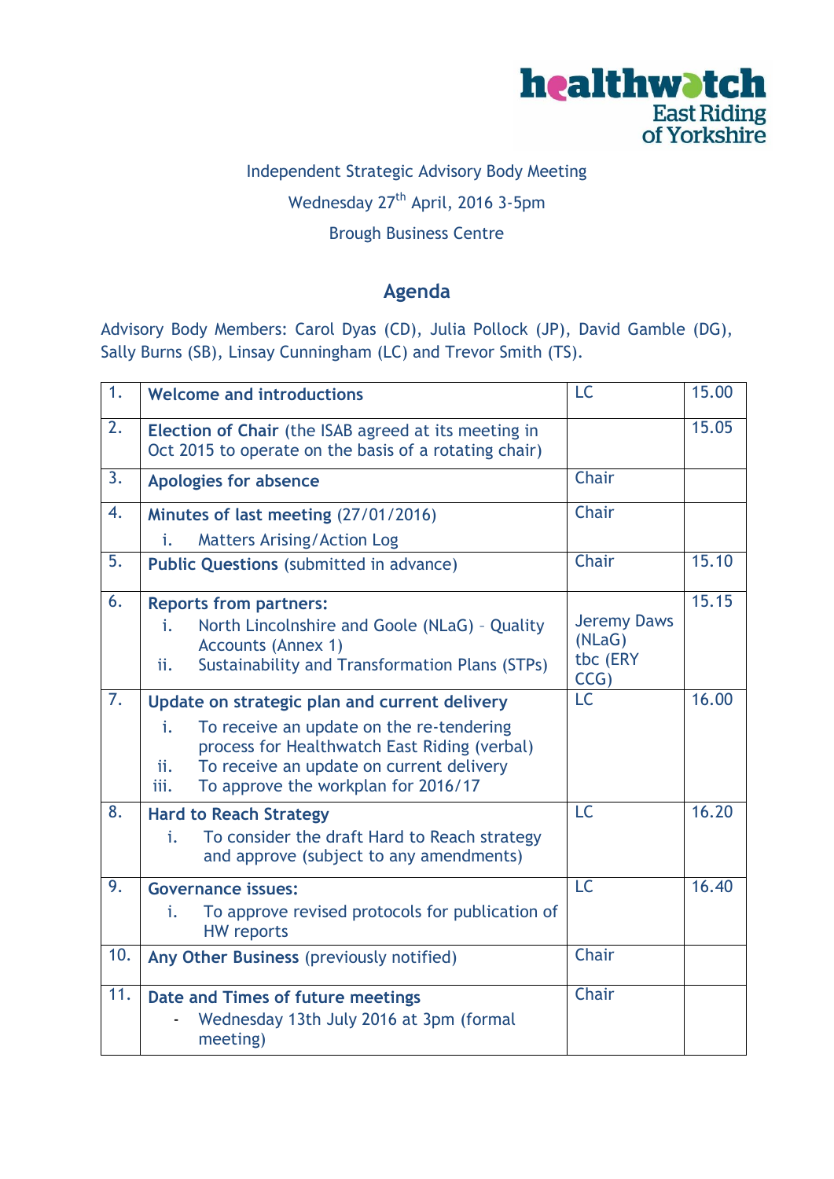healthwatch East Riding of Yorkshire

Independent Strategic Advisory Body Meeting

Wednesday 27th April, 2016 3-5pm

Brough Business Centre

## Agenda

Advisory Body Members: Carol Dyas (CD), Julia Pollock (JP), David Gamble (DG), Sally Burns (SB), Linsay Cunningham (LC) and Trevor Smith (TS).

| | | | |
|---|---|---|---|
| 1. | **Welcome and introductions** | LC | 15.00 |
| 2. | **Election of Chair** (the ISAB agreed at its meeting in Oct 2015 to operate on the basis of a rotating chair) | | 15.05 |
| 3. | **Apologies for absence** | Chair | |
| 4. | **Minutes of last meeting** (27/01/2016)<br>i. Matters Arising/Action Log | Chair | |
| 5. | **Public Questions** (submitted in advance) | Chair | 15.10 |
| 6. | **Reports from partners:**<br>i. North Lincolnshire and Goole (NLaG) - Quality Accounts (Annex 1)<br>ii. Sustainability and Transformation Plans (STPs) | Jeremy Daws (NLaG)<br>tbc (ERY CCG) | 15.15 |
| 7. | **Update on strategic plan and current delivery**<br>i. To receive an update on the re-tendering process for Healthwatch East Riding (verbal)<br>ii. To receive an update on current delivery<br>iii. To approve the workplan for 2016/17 | LC | 16.00 |
| 8. | **Hard to Reach Strategy**<br>i. To consider the draft Hard to Reach strategy and approve (subject to any amendments) | LC | 16.20 |
| 9. | **Governance issues:**<br>i. To approve revised protocols for publication of HW reports | LC | 16.40 |
| 10. | **Any Other Business** (previously notified) | Chair | |
| 11. | **Date and Times of future meetings**<br>- Wednesday 13th July 2016 at 3pm (formal meeting) | Chair | |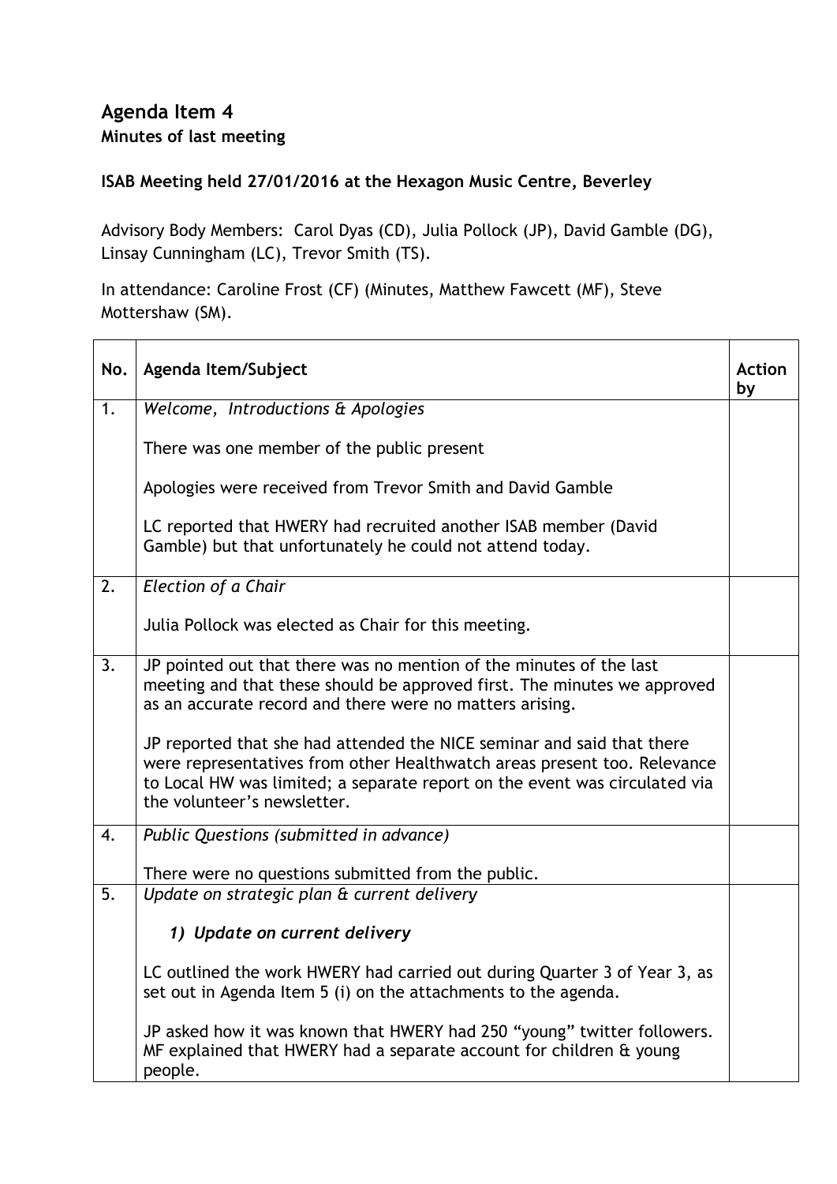# Agenda Item 4

**Minutes of last meeting**

**ISAB Meeting held 27/01/2016 at the Hexagon Music Centre, Beverley**

Advisory Body Members: Carol Dyas (CD), Julia Pollock (JP), David Gamble (DG), Linsay Cunningham (LC), Trevor Smith (TS).

In attendance: Caroline Frost (CF) (Minutes, Matthew Fawcett (MF), Steve Mottershaw (SM).

| No. | Agenda Item/Subject | Action by |
|---|---|---|
| 1. | *Welcome, Introductions & Apologies*<br><br>There was one member of the public present<br><br>Apologies were received from Trevor Smith and David Gamble<br><br>LC reported that HWERY had recruited another ISAB member (David Gamble) but that unfortunately he could not attend today. | |
| 2. | *Election of a Chair*<br><br>Julia Pollock was elected as Chair for this meeting. | |
| 3. | JP pointed out that there was no mention of the minutes of the last meeting and that these should be approved first. The minutes we approved as an accurate record and there were no matters arising.<br><br>JP reported that she had attended the NICE seminar and said that there were representatives from other Healthwatch areas present too. Relevance to Local HW was limited; a separate report on the event was circulated via the volunteer's newsletter. | |
| 4. | *Public Questions (submitted in advance)*<br><br>There were no questions submitted from the public. | |
| 5. | *Update on strategic plan & current delivery*<br><br>***1) Update on current delivery***<br><br>LC outlined the work HWERY had carried out during Quarter 3 of Year 3, as set out in Agenda Item 5 (i) on the attachments to the agenda.<br><br>JP asked how it was known that HWERY had 250 "young" twitter followers. MF explained that HWERY had a separate account for children & young people. | |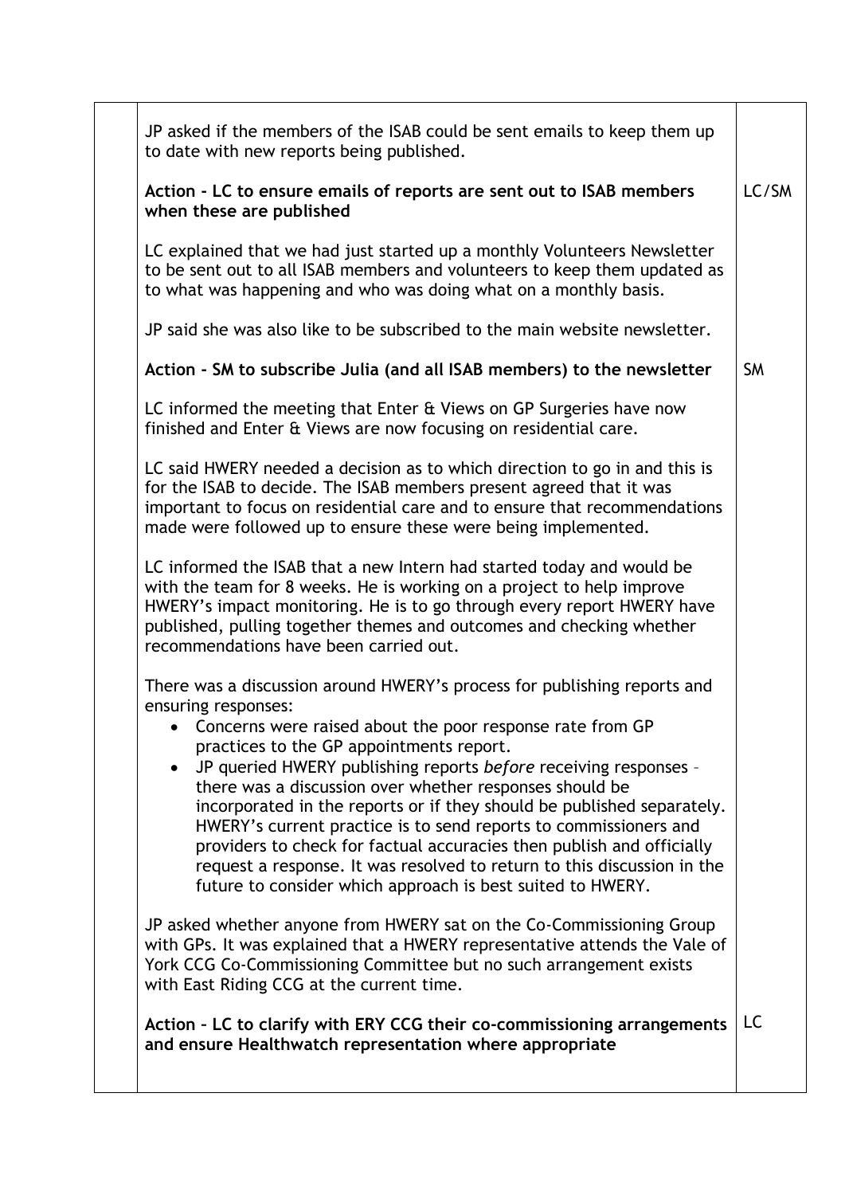| | | |
|---|---|---|
| | JP asked if the members of the ISAB could be sent emails to keep them up to date with new reports being published.<br><br>**Action - LC to ensure emails of reports are sent out to ISAB members when these are published**<br><br>LC explained that we had just started up a monthly Volunteers Newsletter to be sent out to all ISAB members and volunteers to keep them updated as to what was happening and who was doing what on a monthly basis.<br><br>JP said she was also like to be subscribed to the main website newsletter.<br><br>**Action - SM to subscribe Julia (and all ISAB members) to the newsletter**<br><br>LC informed the meeting that Enter & Views on GP Surgeries have now finished and Enter & Views are now focusing on residential care.<br><br>LC said HWERY needed a decision as to which direction to go in and this is for the ISAB to decide. The ISAB members present agreed that it was important to focus on residential care and to ensure that recommendations made were followed up to ensure these were being implemented.<br><br>LC informed the ISAB that a new Intern had started today and would be with the team for 8 weeks. He is working on a project to help improve HWERY's impact monitoring. He is to go through every report HWERY have published, pulling together themes and outcomes and checking whether recommendations have been carried out.<br><br>There was a discussion around HWERY's process for publishing reports and ensuring responses:<br>• Concerns were raised about the poor response rate from GP practices to the GP appointments report.<br>• JP queried HWERY publishing reports *before* receiving responses – there was a discussion over whether responses should be incorporated in the reports or if they should be published separately. HWERY's current practice is to send reports to commissioners and providers to check for factual accuracies then publish and officially request a response. It was resolved to return to this discussion in the future to consider which approach is best suited to HWERY.<br><br>JP asked whether anyone from HWERY sat on the Co-Commissioning Group with GPs. It was explained that a HWERY representative attends the Vale of York CCG Co-Commissioning Committee but no such arrangement exists with East Riding CCG at the current time.<br><br>**Action – LC to clarify with ERY CCG their co-commissioning arrangements and ensure Healthwatch representation where appropriate** | LC/SM<br><br>SM<br><br>LC |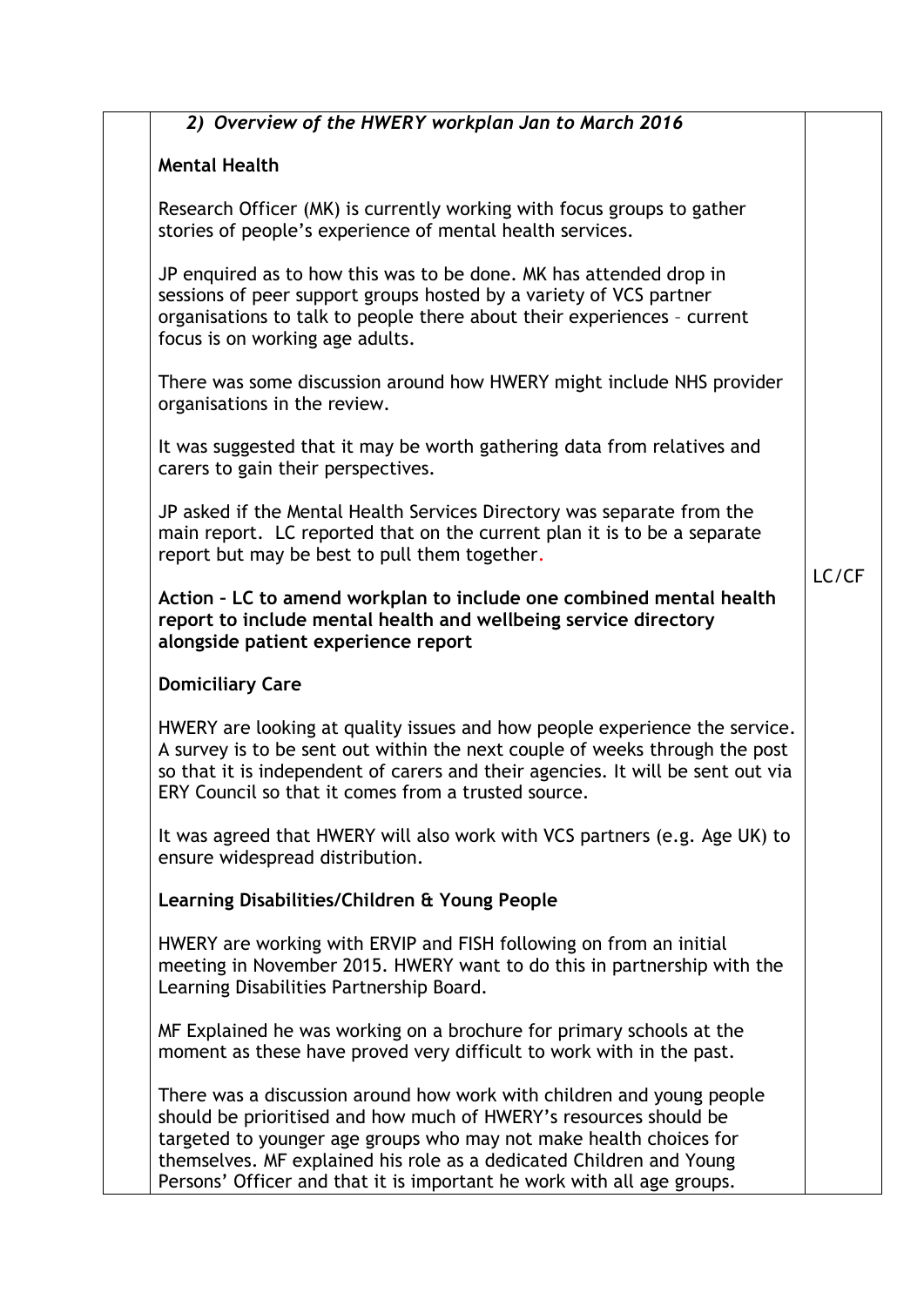*2) Overview of the HWERY workplan Jan to March 2016*

**Mental Health**

Research Officer (MK) is currently working with focus groups to gather stories of people's experience of mental health services.

JP enquired as to how this was to be done. MK has attended drop in sessions of peer support groups hosted by a variety of VCS partner organisations to talk to people there about their experiences – current focus is on working age adults.

There was some discussion around how HWERY might include NHS provider organisations in the review.

It was suggested that it may be worth gathering data from relatives and carers to gain their perspectives.

JP asked if the Mental Health Services Directory was separate from the main report. LC reported that on the current plan it is to be a separate report but may be best to pull them together.

**Action – LC to amend workplan to include one combined mental health report to include mental health and wellbeing service directory alongside patient experience report** — LC/CF

**Domiciliary Care**

HWERY are looking at quality issues and how people experience the service. A survey is to be sent out within the next couple of weeks through the post so that it is independent of carers and their agencies. It will be sent out via ERY Council so that it comes from a trusted source.

It was agreed that HWERY will also work with VCS partners (e.g. Age UK) to ensure widespread distribution.

**Learning Disabilities/Children & Young People**

HWERY are working with ERVIP and FISH following on from an initial meeting in November 2015. HWERY want to do this in partnership with the Learning Disabilities Partnership Board.

MF Explained he was working on a brochure for primary schools at the moment as these have proved very difficult to work with in the past.

There was a discussion around how work with children and young people should be prioritised and how much of HWERY's resources should be targeted to younger age groups who may not make health choices for themselves. MF explained his role as a dedicated Children and Young Persons' Officer and that it is important he work with all age groups.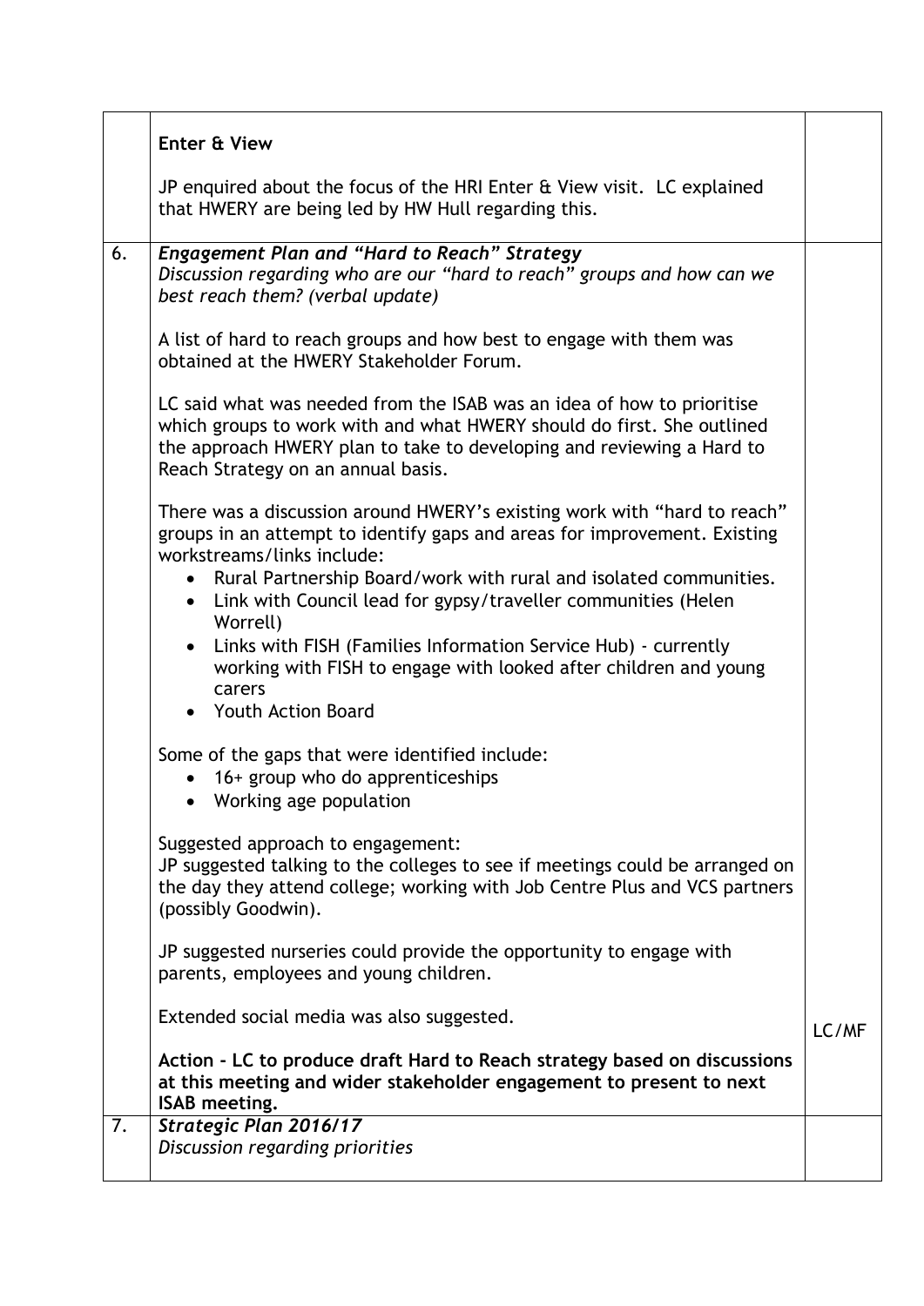| | | |
|---|---|---|
| | **Enter & View**<br><br>JP enquired about the focus of the HRI Enter & View visit. LC explained that HWERY are being led by HW Hull regarding this. | |
| 6. | ***Engagement Plan and "Hard to Reach" Strategy***<br>*Discussion regarding who are our "hard to reach" groups and how can we best reach them? (verbal update)*<br><br>A list of hard to reach groups and how best to engage with them was obtained at the HWERY Stakeholder Forum.<br><br>LC said what was needed from the ISAB was an idea of how to prioritise which groups to work with and what HWERY should do first. She outlined the approach HWERY plan to take to developing and reviewing a Hard to Reach Strategy on an annual basis.<br><br>There was a discussion around HWERY's existing work with "hard to reach" groups in an attempt to identify gaps and areas for improvement. Existing workstreams/links include:<br>• Rural Partnership Board/work with rural and isolated communities.<br>• Link with Council lead for gypsy/traveller communities (Helen Worrell)<br>• Links with FISH (Families Information Service Hub) - currently working with FISH to engage with looked after children and young carers<br>• Youth Action Board<br><br>Some of the gaps that were identified include:<br>• 16+ group who do apprenticeships<br>• Working age population<br><br>Suggested approach to engagement:<br>JP suggested talking to the colleges to see if meetings could be arranged on the day they attend college; working with Job Centre Plus and VCS partners (possibly Goodwin).<br><br>JP suggested nurseries could provide the opportunity to engage with parents, employees and young children.<br><br>Extended social media was also suggested.<br><br>**Action - LC to produce draft Hard to Reach strategy based on discussions at this meeting and wider stakeholder engagement to present to next ISAB meeting.** | LC/MF |
| 7. | ***Strategic Plan 2016/17***<br>*Discussion regarding priorities* | |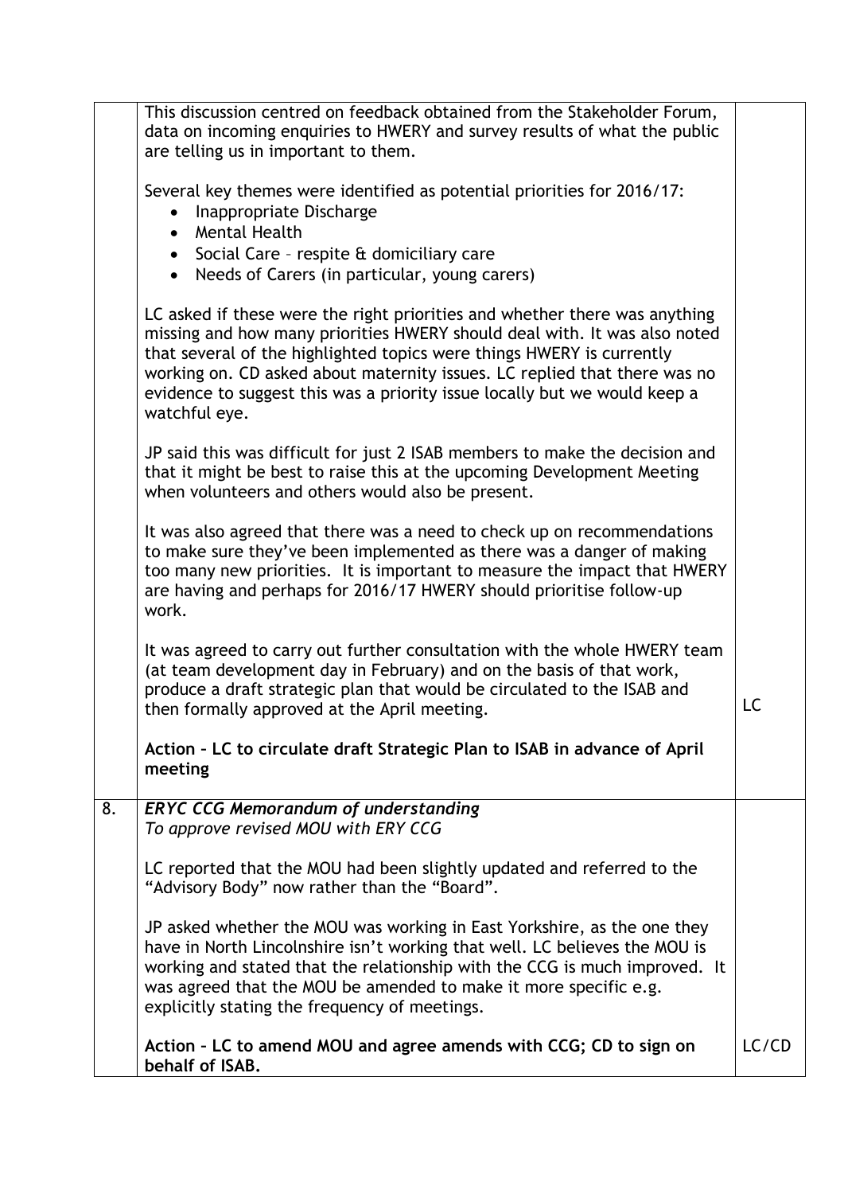| | | |
|---|---|---|
| | This discussion centred on feedback obtained from the Stakeholder Forum, data on incoming enquiries to HWERY and survey results of what the public are telling us in important to them.<br><br>Several key themes were identified as potential priorities for 2016/17:<br>• Inappropriate Discharge<br>• Mental Health<br>• Social Care – respite & domiciliary care<br>• Needs of Carers (in particular, young carers)<br><br>LC asked if these were the right priorities and whether there was anything missing and how many priorities HWERY should deal with. It was also noted that several of the highlighted topics were things HWERY is currently working on. CD asked about maternity issues. LC replied that there was no evidence to suggest this was a priority issue locally but we would keep a watchful eye.<br><br>JP said this was difficult for just 2 ISAB members to make the decision and that it might be best to raise this at the upcoming Development Meeting when volunteers and others would also be present.<br><br>It was also agreed that there was a need to check up on recommendations to make sure they've been implemented as there was a danger of making too many new priorities. It is important to measure the impact that HWERY are having and perhaps for 2016/17 HWERY should prioritise follow-up work.<br><br>It was agreed to carry out further consultation with the whole HWERY team (at team development day in February) and on the basis of that work, produce a draft strategic plan that would be circulated to the ISAB and then formally approved at the April meeting.<br><br>**Action – LC to circulate draft Strategic Plan to ISAB in advance of April meeting** | LC |
| 8. | ***ERYC CCG Memorandum of understanding***<br>*To approve revised MOU with ERY CCG*<br><br>LC reported that the MOU had been slightly updated and referred to the "Advisory Body" now rather than the "Board".<br><br>JP asked whether the MOU was working in East Yorkshire, as the one they have in North Lincolnshire isn't working that well. LC believes the MOU is working and stated that the relationship with the CCG is much improved. It was agreed that the MOU be amended to make it more specific e.g. explicitly stating the frequency of meetings.<br><br>**Action – LC to amend MOU and agree amends with CCG; CD to sign on behalf of ISAB.** | LC/CD |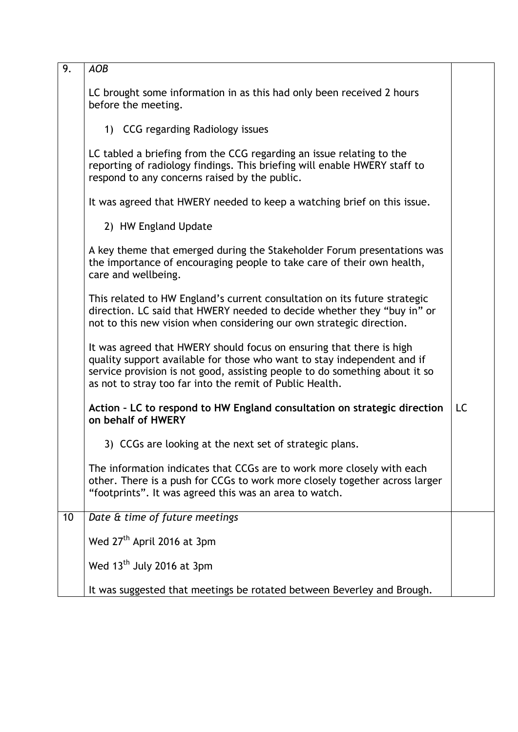| | | |
|---|---|---|
| 9. | *AOB*<br><br>LC brought some information in as this had only been received 2 hours before the meeting.<br><br>1) CCG regarding Radiology issues<br><br>LC tabled a briefing from the CCG regarding an issue relating to the reporting of radiology findings. This briefing will enable HWERY staff to respond to any concerns raised by the public.<br><br>It was agreed that HWERY needed to keep a watching brief on this issue.<br><br>2) HW England Update<br><br>A key theme that emerged during the Stakeholder Forum presentations was the importance of encouraging people to take care of their own health, care and wellbeing.<br><br>This related to HW England's current consultation on its future strategic direction. LC said that HWERY needed to decide whether they "buy in" or not to this new vision when considering our own strategic direction.<br><br>It was agreed that HWERY should focus on ensuring that there is high quality support available for those who want to stay independent and if service provision is not good, assisting people to do something about it so as not to stray too far into the remit of Public Health.<br><br>**Action – LC to respond to HW England consultation on strategic direction on behalf of HWERY**<br><br>3) CCGs are looking at the next set of strategic plans.<br><br>The information indicates that CCGs are to work more closely with each other. There is a push for CCGs to work more closely together across larger "footprints". It was agreed this was an area to watch. | LC |
| 10 | *Date & time of future meetings*<br><br>Wed 27th April 2016 at 3pm<br><br>Wed 13th July 2016 at 3pm<br><br>It was suggested that meetings be rotated between Beverley and Brough. | |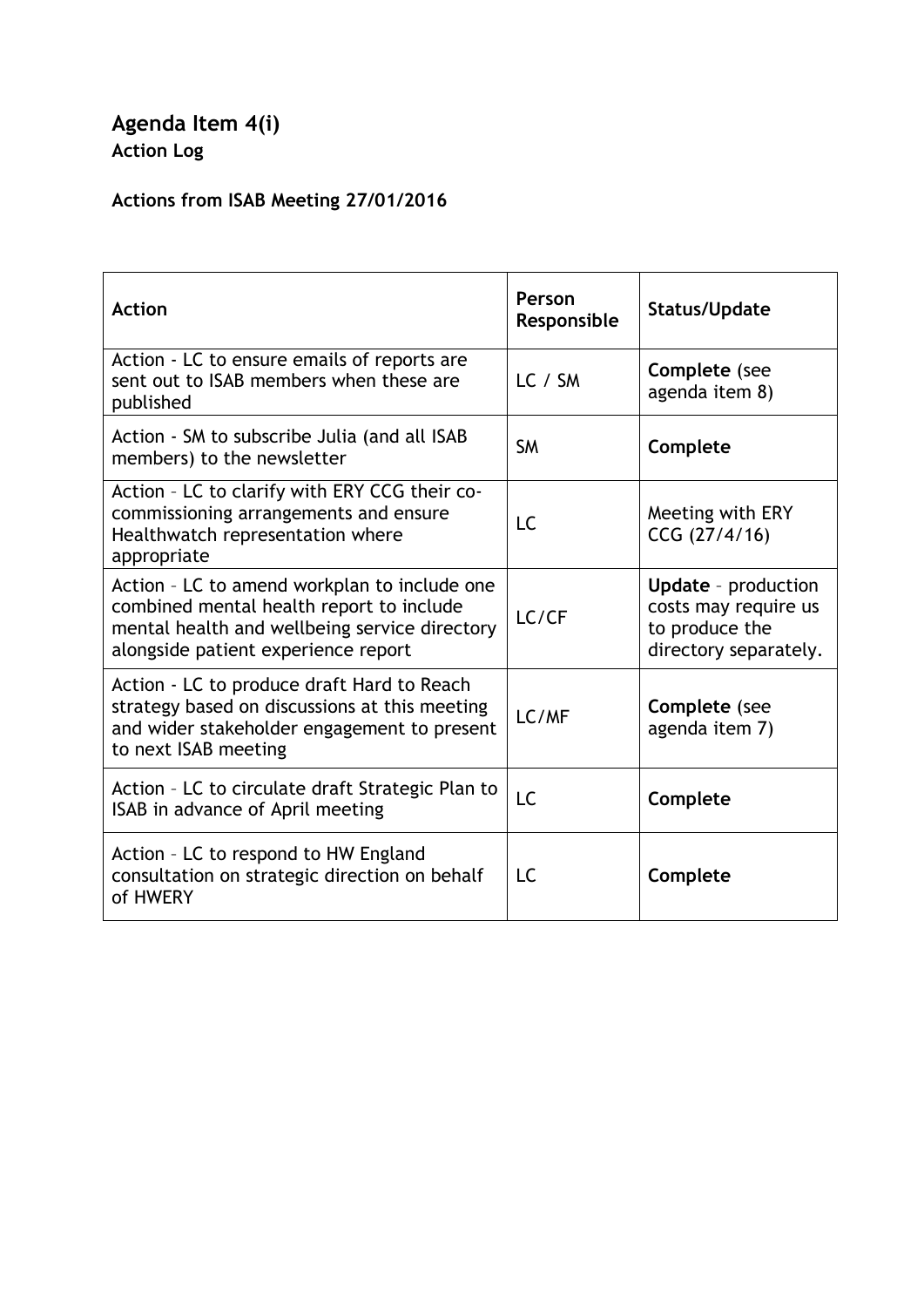## Agenda Item 4(i)

**Action Log**

**Actions from ISAB Meeting 27/01/2016**

| Action | Person Responsible | Status/Update |
|---|---|---|
| Action - LC to ensure emails of reports are sent out to ISAB members when these are published | LC / SM | **Complete** (see agenda item 8) |
| Action - SM to subscribe Julia (and all ISAB members) to the newsletter | SM | **Complete** |
| Action – LC to clarify with ERY CCG their co-commissioning arrangements and ensure Healthwatch representation where appropriate | LC | Meeting with ERY CCG (27/4/16) |
| Action – LC to amend workplan to include one combined mental health report to include mental health and wellbeing service directory alongside patient experience report | LC/CF | **Update** – production costs may require us to produce the directory separately. |
| Action - LC to produce draft Hard to Reach strategy based on discussions at this meeting and wider stakeholder engagement to present to next ISAB meeting | LC/MF | **Complete** (see agenda item 7) |
| Action – LC to circulate draft Strategic Plan to ISAB in advance of April meeting | LC | **Complete** |
| Action – LC to respond to HW England consultation on strategic direction on behalf of HWERY | LC | **Complete** |